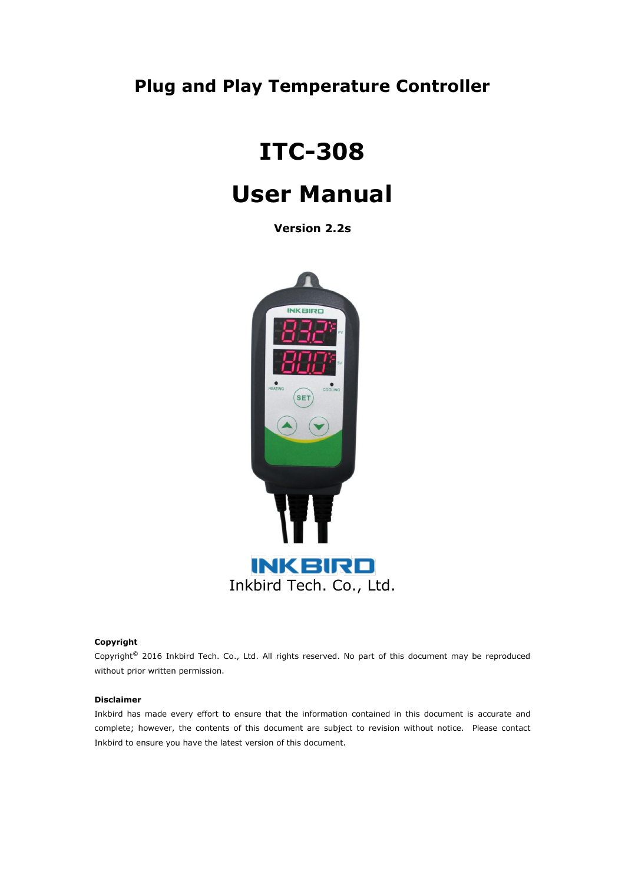# Plug and Play Temperature Controller

# ITC-308

# User Manual

**Version 2.2s**

Inkbird Tech. Co., Ltd.

**Copyright**

Copyright© 2016 Inkbird Tech. Co., Ltd. All rights reserved. No part of this document may be reproduced without prior written permission.

**Disclaimer**

Inkbird has made every effort to ensure that the information contained in this document is accurate and complete; however, the contents of this document are subject to revision without notice. Please contact Inkbird to ensure you have the latest version of this document.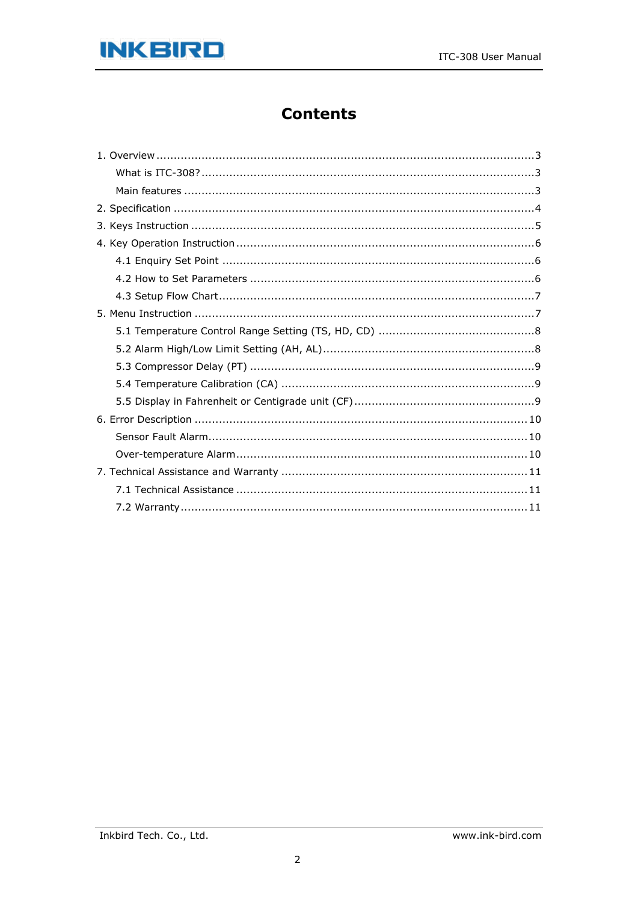# Contents

1. Overview ............................................................................................................3
    - What is ITC-308? ...............................................................................................3
    - Main features ....................................................................................................3
2. Specification .......................................................................................................4
3. Keys Instruction ..................................................................................................5
4. Key Operation Instruction .....................................................................................6
    - 4.1 Enquiry Set Point .........................................................................................6
    - 4.2 How to Set Parameters .................................................................................6
    - 4.3 Setup Flow Chart ..........................................................................................7
5. Menu Instruction .................................................................................................7
    - 5.1 Temperature Control Range Setting (TS, HD, CD) .............................................8
    - 5.2 Alarm High/Low Limit Setting (AH, AL) .............................................................8
    - 5.3 Compressor Delay (PT) .................................................................................9
    - 5.4 Temperature Calibration (CA) ........................................................................9
    - 5.5 Display in Fahrenheit or Centigrade unit (CF) ....................................................9
6. Error Description ...............................................................................................10
    - Sensor Fault Alarm ...........................................................................................10
    - Over-temperature Alarm ....................................................................................10
7. Technical Assistance and Warranty ......................................................................11
    - 7.1 Technical Assistance ...................................................................................11
    - 7.2 Warranty ...................................................................................................11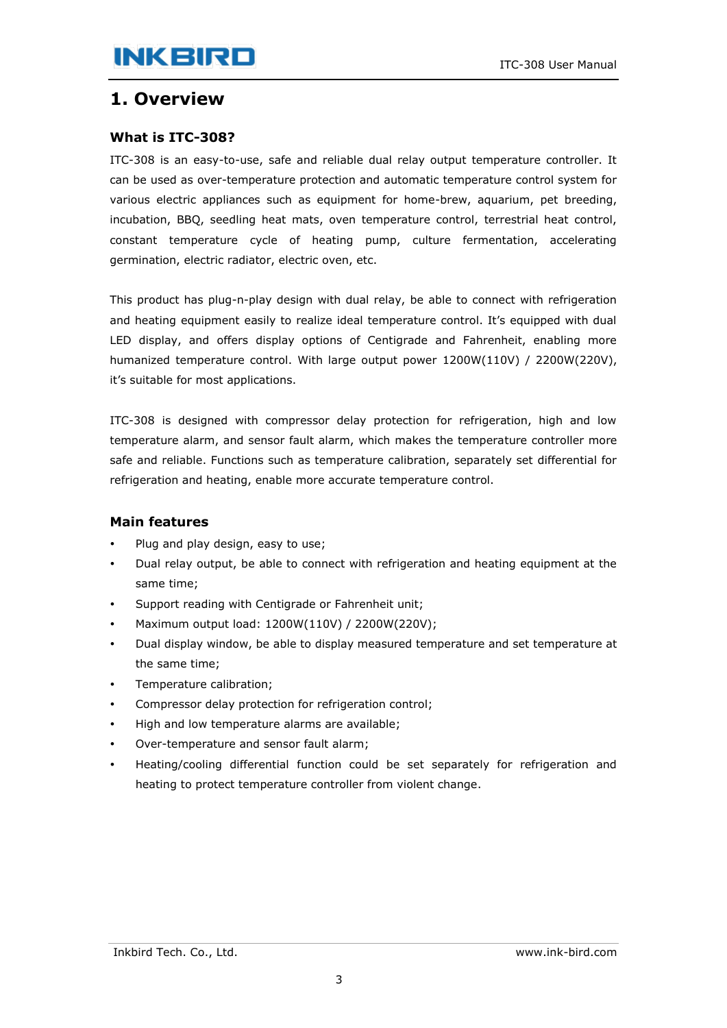# 1. Overview

### What is ITC-308?

ITC-308 is an easy-to-use, safe and reliable dual relay output temperature controller. It can be used as over-temperature protection and automatic temperature control system for various electric appliances such as equipment for home-brew, aquarium, pet breeding, incubation, BBQ, seedling heat mats, oven temperature control, terrestrial heat control, constant temperature cycle of heating pump, culture fermentation, accelerating germination, electric radiator, electric oven, etc.

This product has plug-n-play design with dual relay, be able to connect with refrigeration and heating equipment easily to realize ideal temperature control. It's equipped with dual LED display, and offers display options of Centigrade and Fahrenheit, enabling more humanized temperature control. With large output power 1200W(110V) / 2200W(220V), it's suitable for most applications.

ITC-308 is designed with compressor delay protection for refrigeration, high and low temperature alarm, and sensor fault alarm, which makes the temperature controller more safe and reliable. Functions such as temperature calibration, separately set differential for refrigeration and heating, enable more accurate temperature control.

### Main features

- Plug and play design, easy to use;
- Dual relay output, be able to connect with refrigeration and heating equipment at the same time;
- Support reading with Centigrade or Fahrenheit unit;
- Maximum output load: 1200W(110V) / 2200W(220V);
- Dual display window, be able to display measured temperature and set temperature at the same time;
- Temperature calibration;
- Compressor delay protection for refrigeration control;
- High and low temperature alarms are available;
- Over-temperature and sensor fault alarm;
- Heating/cooling differential function could be set separately for refrigeration and heating to protect temperature controller from violent change.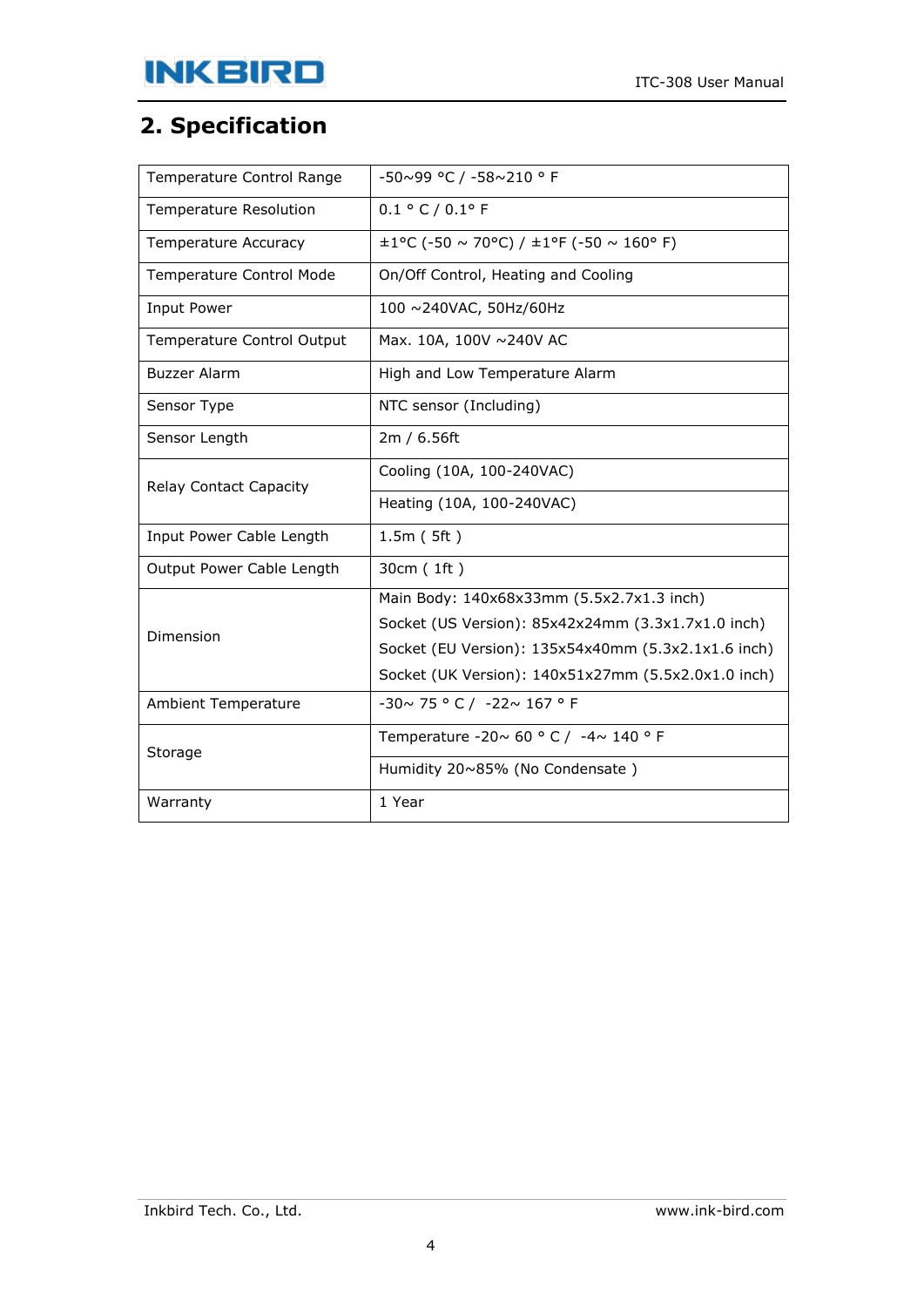## 2. Specification

| | |
|---|---|
| Temperature Control Range | -50~99 °C / -58~210 ° F |
| Temperature Resolution | 0.1 ° C / 0.1° F |
| Temperature Accuracy | ±1°C (-50 ~ 70°C) / ±1°F (-50 ~ 160° F) |
| Temperature Control Mode | On/Off Control, Heating and Cooling |
| Input Power | 100 ~240VAC, 50Hz/60Hz |
| Temperature Control Output | Max. 10A, 100V ~240V AC |
| Buzzer Alarm | High and Low Temperature Alarm |
| Sensor Type | NTC sensor (Including) |
| Sensor Length | 2m / 6.56ft |
| Relay Contact Capacity | Cooling (10A, 100-240VAC) |
| | Heating (10A, 100-240VAC) |
| Input Power Cable Length | 1.5m ( 5ft ) |
| Output Power Cable Length | 30cm ( 1ft ) |
| Dimension | Main Body: 140x68x33mm (5.5x2.7x1.3 inch)<br>Socket (US Version): 85x42x24mm (3.3x1.7x1.0 inch)<br>Socket (EU Version): 135x54x40mm (5.3x2.1x1.6 inch)<br>Socket (UK Version): 140x51x27mm (5.5x2.0x1.0 inch) |
| Ambient Temperature | -30~ 75 ° C / -22~ 167 ° F |
| Storage | Temperature -20~ 60 ° C / -4~ 140 ° F |
| | Humidity 20~85% (No Condensate ) |
| Warranty | 1 Year |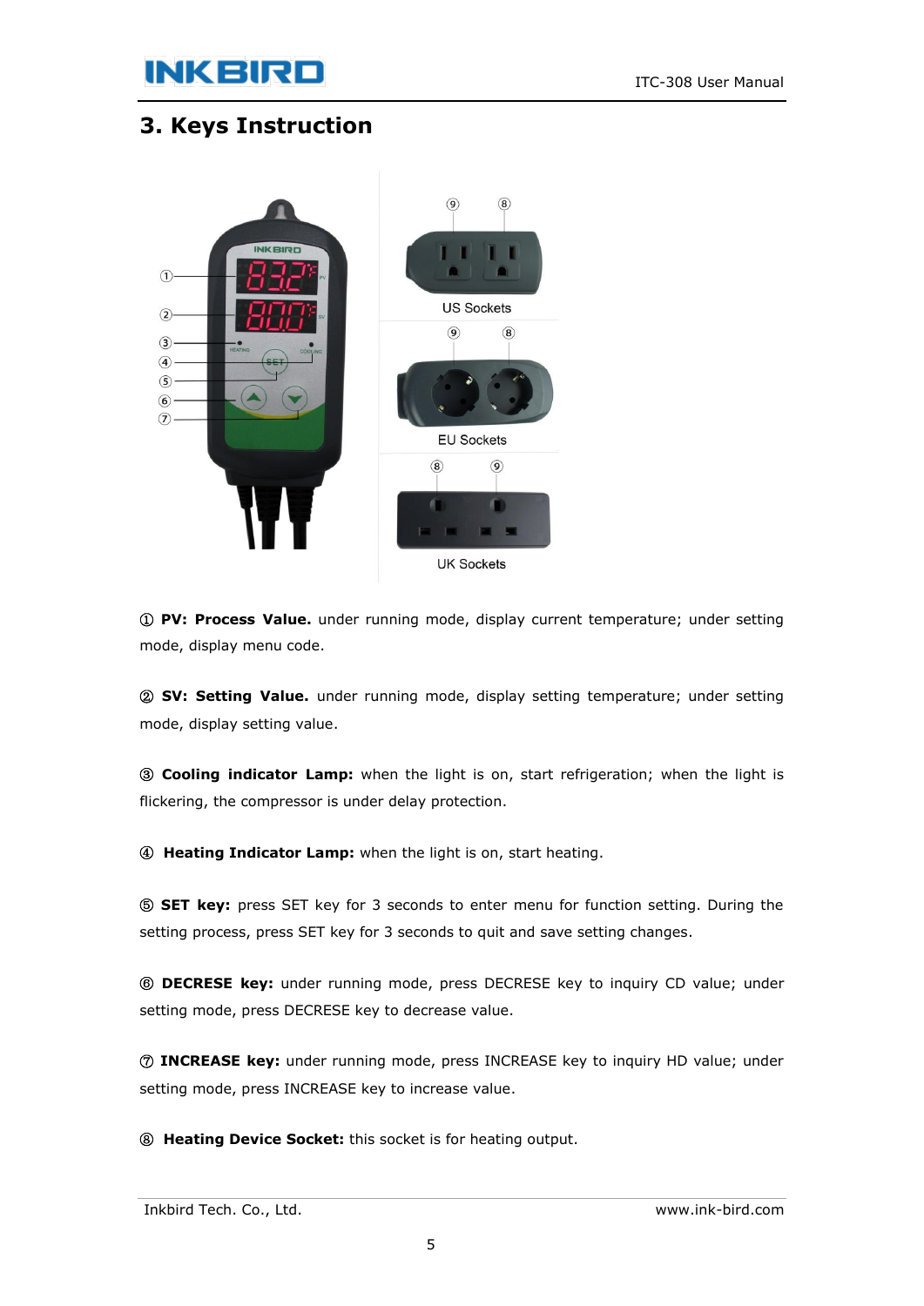## 3. Keys Instruction

US Sockets

EU Sockets

UK Sockets

① **PV: Process Value.** under running mode, display current temperature; under setting mode, display menu code.

② **SV: Setting Value.** under running mode, display setting temperature; under setting mode, display setting value.

③ **Cooling indicator Lamp:** when the light is on, start refrigeration; when the light is flickering, the compressor is under delay protection.

④ **Heating Indicator Lamp:** when the light is on, start heating.

⑤ **SET key:** press SET key for 3 seconds to enter menu for function setting. During the setting process, press SET key for 3 seconds to quit and save setting changes.

⑥ **DECRESE key:** under running mode, press DECRESE key to inquiry CD value; under setting mode, press DECRESE key to decrease value.

⑦ **INCREASE key:** under running mode, press INCREASE key to inquiry HD value; under setting mode, press INCREASE key to increase value.

⑧ **Heating Device Socket:** this socket is for heating output.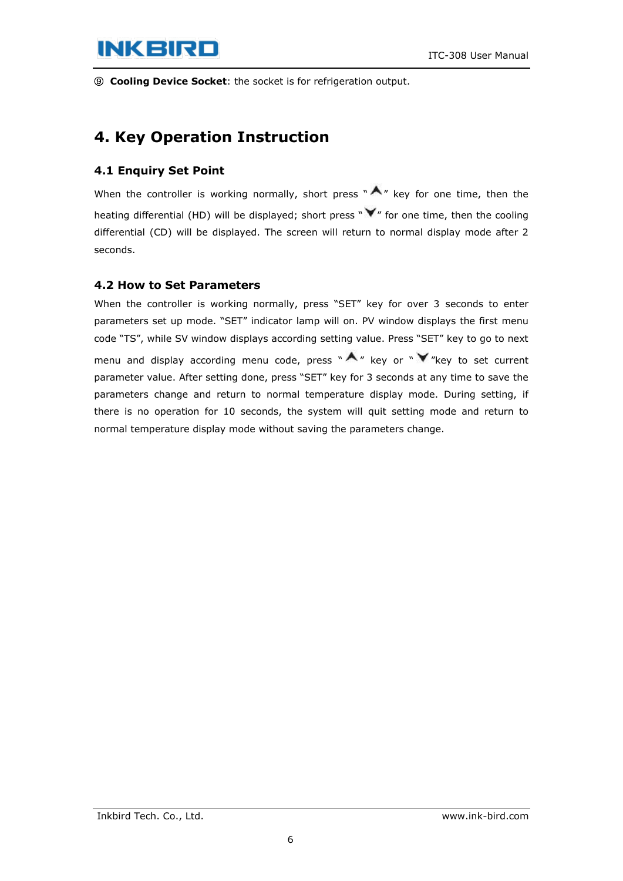⑨ **Cooling Device Socket**: the socket is for refrigeration output.

# 4. Key Operation Instruction

## 4.1 Enquiry Set Point

When the controller is working normally, short press "▲" key for one time, then the heating differential (HD) will be displayed; short press "▼" for one time, then the cooling differential (CD) will be displayed. The screen will return to normal display mode after 2 seconds.

## 4.2 How to Set Parameters

When the controller is working normally, press "SET" key for over 3 seconds to enter parameters set up mode. "SET" indicator lamp will on. PV window displays the first menu code "TS", while SV window displays according setting value. Press "SET" key to go to next menu and display according menu code, press "▲" key or "▼"key to set current parameter value. After setting done, press "SET" key for 3 seconds at any time to save the parameters change and return to normal temperature display mode. During setting, if there is no operation for 10 seconds, the system will quit setting mode and return to normal temperature display mode without saving the parameters change.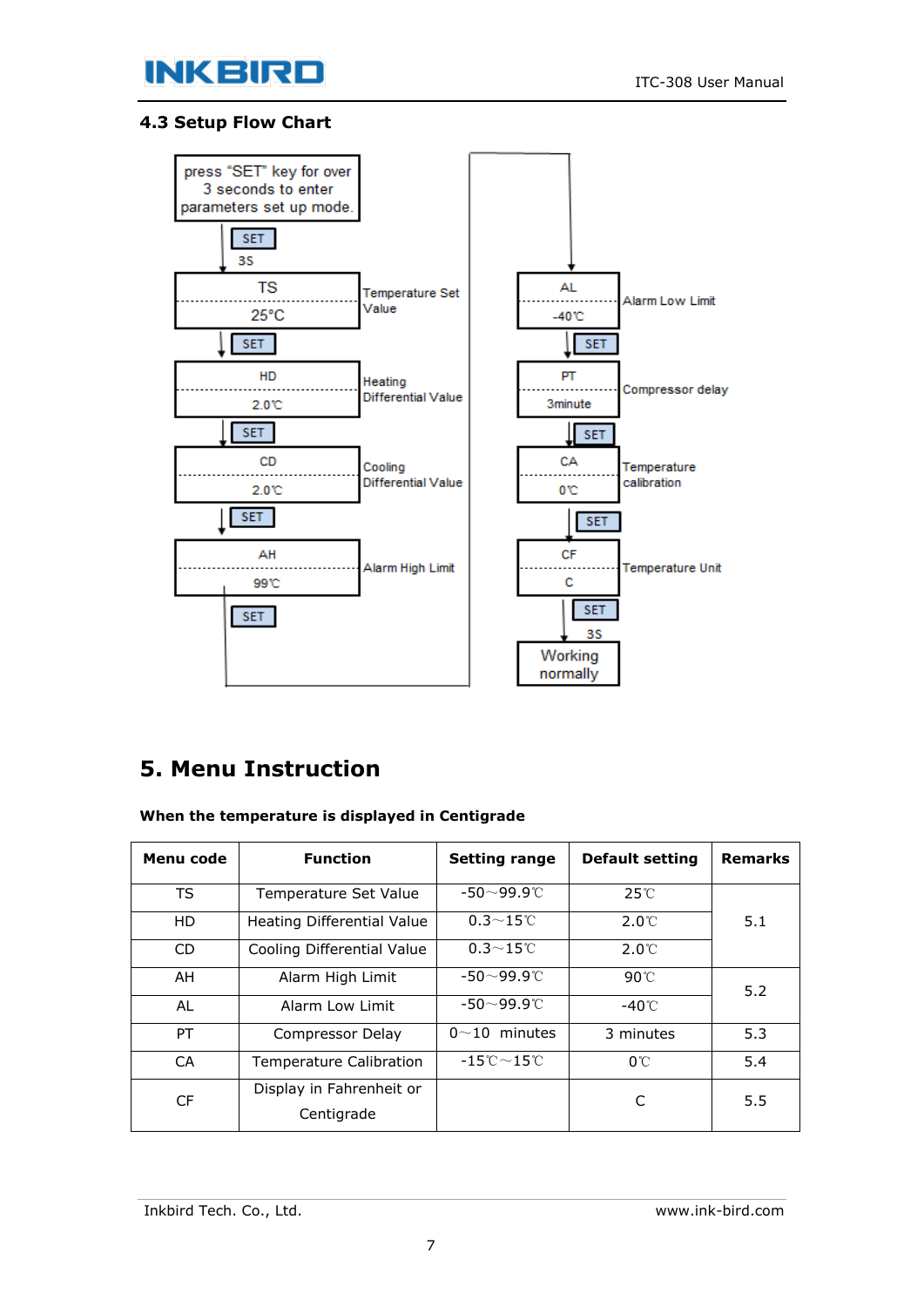## 4.3 Setup Flow Chart

press "SET" key for over 3 seconds to enter parameters set up mode.

↓ SET 3S

| TS | 25°C | Temperature Set Value |
|---|---|---|

↓ SET

| HD | 2.0℃ | Heating Differential Value |
|---|---|---|

↓ SET

| CD | 2.0℃ | Cooling Differential Value |
|---|---|---|

↓ SET

| AH | 99℃ | Alarm High Limit |
|---|---|---|

↓ SET

| AL | -40℃ | Alarm Low Limit |
|---|---|---|

↓ SET

| PT | 3minute | Compressor delay |
|---|---|---|

↓ SET

| CA | 0℃ | Temperature calibration |
|---|---|---|

↓ SET

| CF | C | Temperature Unit |
|---|---|---|

↓ SET 3S

Working normally

# 5. Menu Instruction

**When the temperature is displayed in Centigrade**

| Menu code | Function | Setting range | Default setting | Remarks |
|---|---|---|---|---|
| TS | Temperature Set Value | -50～99.9℃ | 25℃ | 5.1 |
| HD | Heating Differential Value | 0.3～15℃ | 2.0℃ | |
| CD | Cooling Differential Value | 0.3～15℃ | 2.0℃ | |
| AH | Alarm High Limit | -50～99.9℃ | 90℃ | 5.2 |
| AL | Alarm Low Limit | -50～99.9℃ | -40℃ | |
| PT | Compressor Delay | 0～10 minutes | 3 minutes | 5.3 |
| CA | Temperature Calibration | -15℃～15℃ | 0℃ | 5.4 |
| CF | Display in Fahrenheit or Centigrade | | C | 5.5 |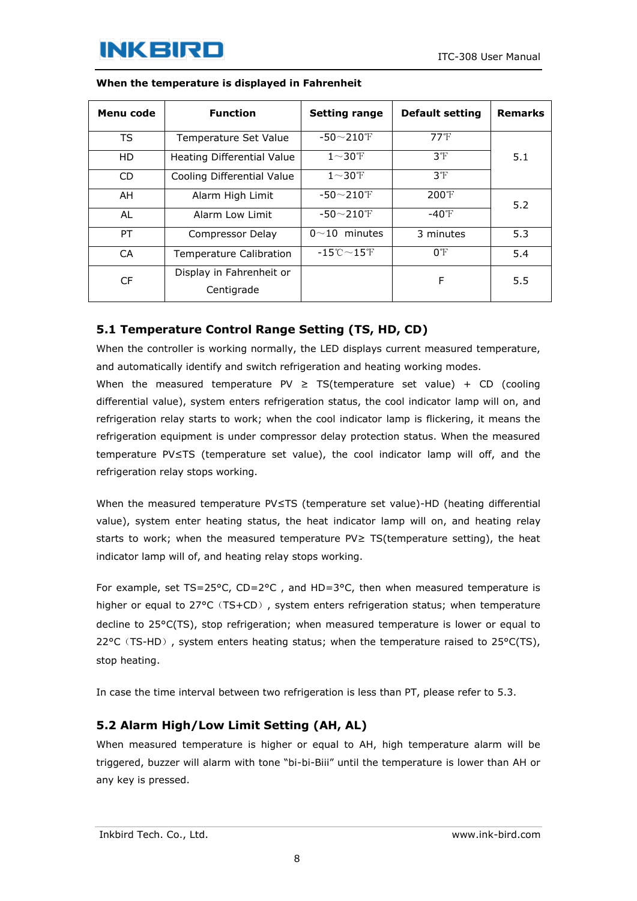**When the temperature is displayed in Fahrenheit**

| Menu code | Function | Setting range | Default setting | Remarks |
|---|---|---|---|---|
| TS | Temperature Set Value | -50～210℉ | 77℉ | 5.1 |
| HD | Heating Differential Value | 1～30℉ | 3℉ | |
| CD | Cooling Differential Value | 1～30℉ | 3℉ | |
| AH | Alarm High Limit | -50～210℉ | 200℉ | 5.2 |
| AL | Alarm Low Limit | -50～210℉ | -40℉ | |
| PT | Compressor Delay | 0～10 minutes | 3 minutes | 5.3 |
| CA | Temperature Calibration | -15℃～15℉ | 0℉ | 5.4 |
| CF | Display in Fahrenheit or Centigrade | | F | 5.5 |

## 5.1 Temperature Control Range Setting (TS, HD, CD)

When the controller is working normally, the LED displays current measured temperature, and automatically identify and switch refrigeration and heating working modes.

When the measured temperature PV ≥ TS(temperature set value) + CD (cooling differential value), system enters refrigeration status, the cool indicator lamp will on, and refrigeration relay starts to work; when the cool indicator lamp is flickering, it means the refrigeration equipment is under compressor delay protection status. When the measured temperature PV≤TS (temperature set value), the cool indicator lamp will off, and the refrigeration relay stops working.

When the measured temperature PV≤TS (temperature set value)-HD (heating differential value), system enter heating status, the heat indicator lamp will on, and heating relay starts to work; when the measured temperature PV≥ TS(temperature setting), the heat indicator lamp will of, and heating relay stops working.

For example, set TS=25°C, CD=2°C , and HD=3°C, then when measured temperature is higher or equal to 27°C（TS+CD）, system enters refrigeration status; when temperature decline to 25°C(TS), stop refrigeration; when measured temperature is lower or equal to 22°C（TS-HD）, system enters heating status; when the temperature raised to 25°C(TS), stop heating.

In case the time interval between two refrigeration is less than PT, please refer to 5.3.

## 5.2 Alarm High/Low Limit Setting (AH, AL)

When measured temperature is higher or equal to AH, high temperature alarm will be triggered, buzzer will alarm with tone “bi-bi-Biii” until the temperature is lower than AH or any key is pressed.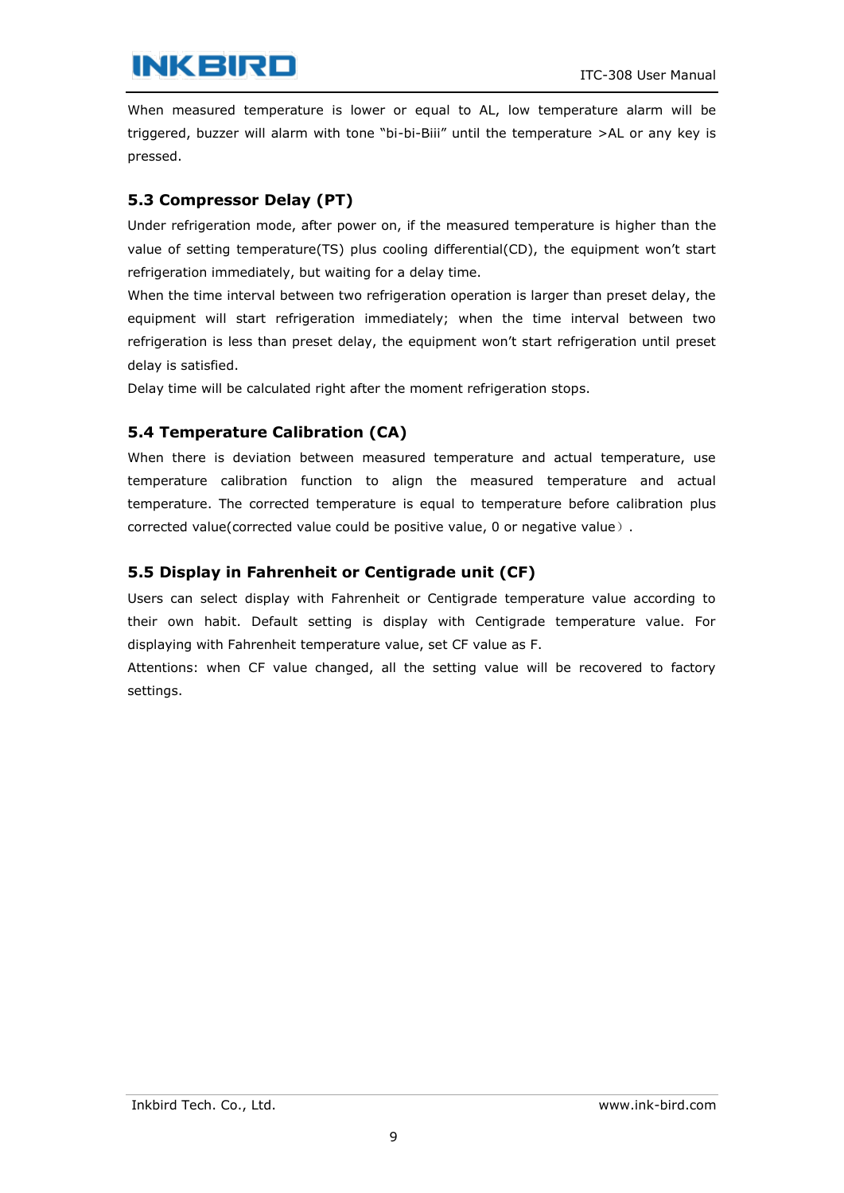When measured temperature is lower or equal to AL, low temperature alarm will be triggered, buzzer will alarm with tone "bi-bi-Biii" until the temperature >AL or any key is pressed.

### 5.3 Compressor Delay (PT)

Under refrigeration mode, after power on, if the measured temperature is higher than the value of setting temperature(TS) plus cooling differential(CD), the equipment won't start refrigeration immediately, but waiting for a delay time.

When the time interval between two refrigeration operation is larger than preset delay, the equipment will start refrigeration immediately; when the time interval between two refrigeration is less than preset delay, the equipment won't start refrigeration until preset delay is satisfied.

Delay time will be calculated right after the moment refrigeration stops.

### 5.4 Temperature Calibration (CA)

When there is deviation between measured temperature and actual temperature, use temperature calibration function to align the measured temperature and actual temperature. The corrected temperature is equal to temperature before calibration plus corrected value(corrected value could be positive value, 0 or negative value）.

### 5.5 Display in Fahrenheit or Centigrade unit (CF)

Users can select display with Fahrenheit or Centigrade temperature value according to their own habit. Default setting is display with Centigrade temperature value. For displaying with Fahrenheit temperature value, set CF value as F.

Attentions: when CF value changed, all the setting value will be recovered to factory settings.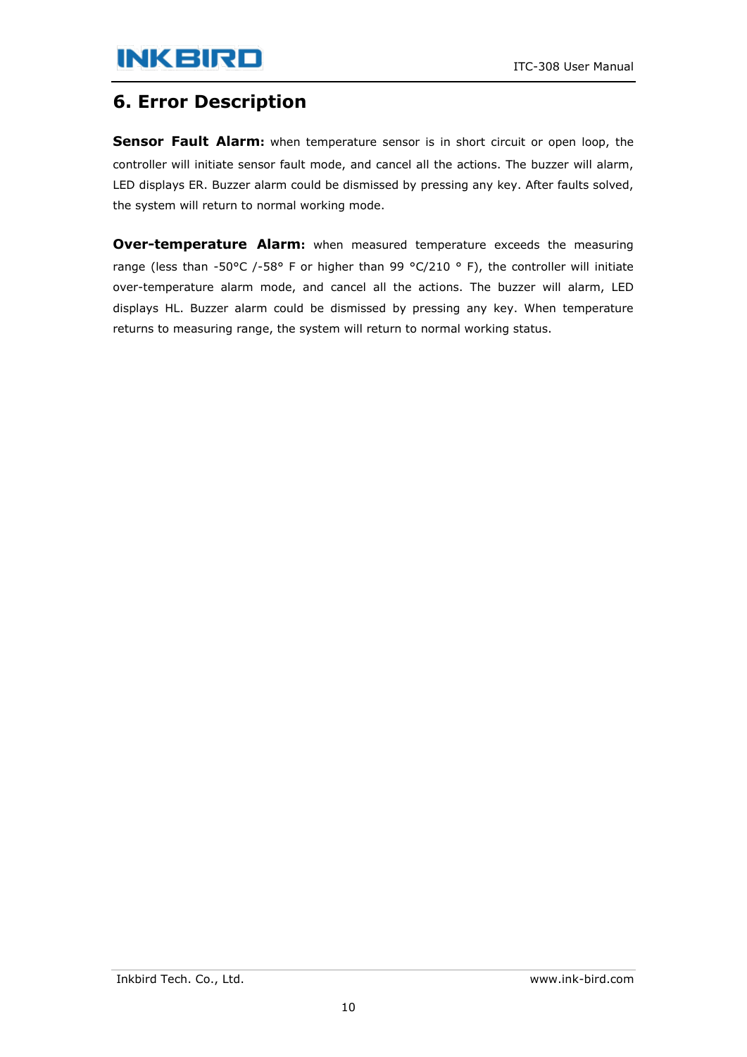# 6. Error Description

**Sensor Fault Alarm:** when temperature sensor is in short circuit or open loop, the controller will initiate sensor fault mode, and cancel all the actions. The buzzer will alarm, LED displays ER. Buzzer alarm could be dismissed by pressing any key. After faults solved, the system will return to normal working mode.

**Over-temperature Alarm:** when measured temperature exceeds the measuring range (less than -50°C /-58° F or higher than 99 °C/210 ° F), the controller will initiate over-temperature alarm mode, and cancel all the actions. The buzzer will alarm, LED displays HL. Buzzer alarm could be dismissed by pressing any key. When temperature returns to measuring range, the system will return to normal working status.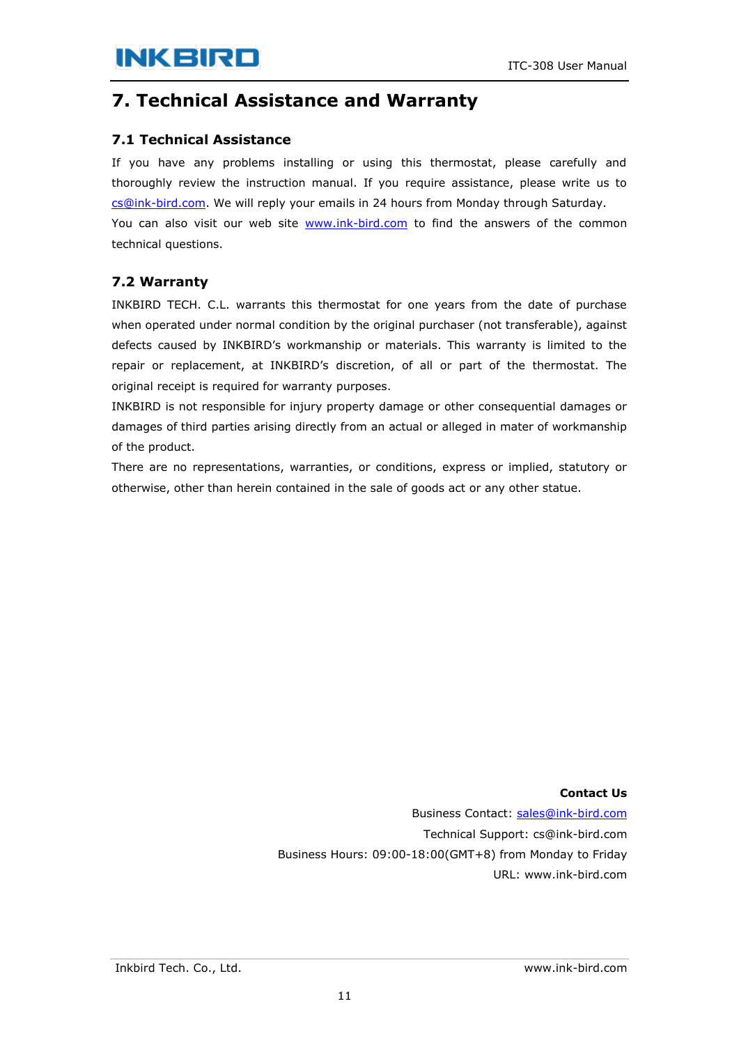# 7. Technical Assistance and Warranty

## 7.1 Technical Assistance

If you have any problems installing or using this thermostat, please carefully and thoroughly review the instruction manual. If you require assistance, please write us to cs@ink-bird.com. We will reply your emails in 24 hours from Monday through Saturday.

You can also visit our web site www.ink-bird.com to find the answers of the common technical questions.

## 7.2 Warranty

INKBIRD TECH. C.L. warrants this thermostat for one years from the date of purchase when operated under normal condition by the original purchaser (not transferable), against defects caused by INKBIRD's workmanship or materials. This warranty is limited to the repair or replacement, at INKBIRD's discretion, of all or part of the thermostat. The original receipt is required for warranty purposes.

INKBIRD is not responsible for injury property damage or other consequential damages or damages of third parties arising directly from an actual or alleged in mater of workmanship of the product.

There are no representations, warranties, or conditions, express or implied, statutory or otherwise, other than herein contained in the sale of goods act or any other statue.

**Contact Us**

Business Contact: sales@ink-bird.com

Technical Support: cs@ink-bird.com

Business Hours: 09:00-18:00(GMT+8) from Monday to Friday

URL: www.ink-bird.com